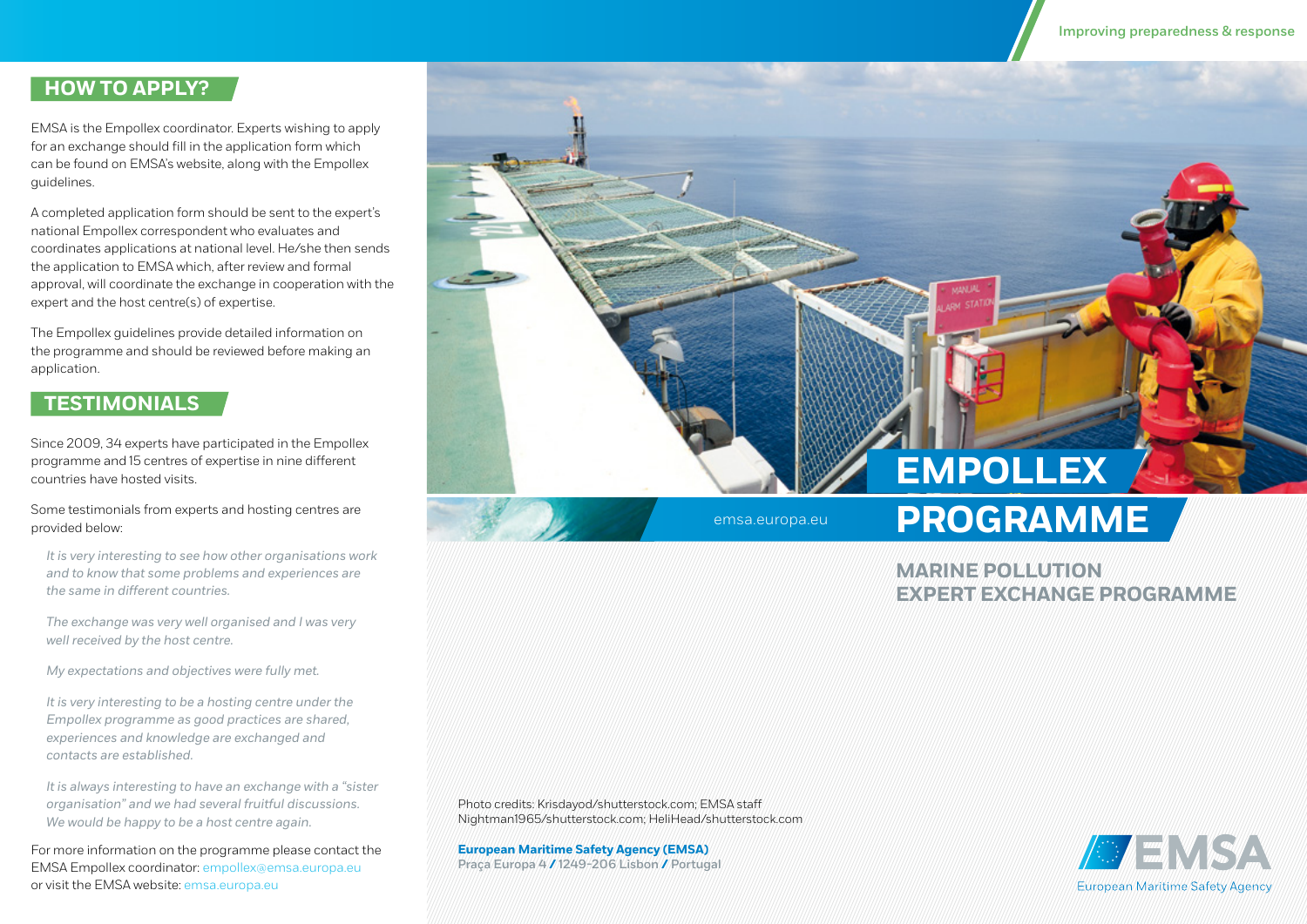Improving preparedness & response

## HOW TO APPLY?

EMSA is the Empollex coordinator. Experts wishing to apply for an exchange should fill in the application form which can be found on EMSA's website, along with the Empollex guidelines.

A completed application form should be sent to the expert's national Empollex correspondent who evaluates and coordinates applications at national level. He/she then sends the application to EMSA which, after review and formal approval, will coordinate the exchange in cooperation with the expert and the host centre(s) of expertise.

The Empollex guidelines provide detailed information on the programme and should be reviewed before making an application.

## TESTIMONIALS

Since 2009, 34 experts have participated in the Empollex programme and 15 centres of expertise in nine different countries have hosted visits.

Some testimonials from experts and hosting centres are provided below:

*It is very interesting to see how other organisations work and to know that some problems and experiences are the same in different countries.*

*The exchange was very well organised and I was very well received by the host centre.*

*My expectations and objectives were fully met.*

*It is very interesting to be a hosting centre under the Empollex programme as good practices are shared, experiences and knowledge are exchanged and contacts are established.*

*It is always interesting to have an exchange with a "sister organisation" and we had several fruitful discussions. We would be happy to be a host centre again.*

For more information on the programme please contact the EMSA Empollex coordinator: empollex@emsa.europa.eu or visit the EMSA website: emsa.europa.eu

# EMPOLLEX PROGRAMME

emsa.europa.eu

## MARINE POLLUTION EXPERT EXCHANGE PROGRAMME

Photo credits: Krisdayod/shutterstock.com; EMSA staff Nightman1965/shutterstock.com; HeliHead/shutterstock.com

**European Maritime Safety Agency (EMSA)**
Praça Europa 4 / 1249-206 Lisbon / Portugal

EMSA
European Maritime Safety Agency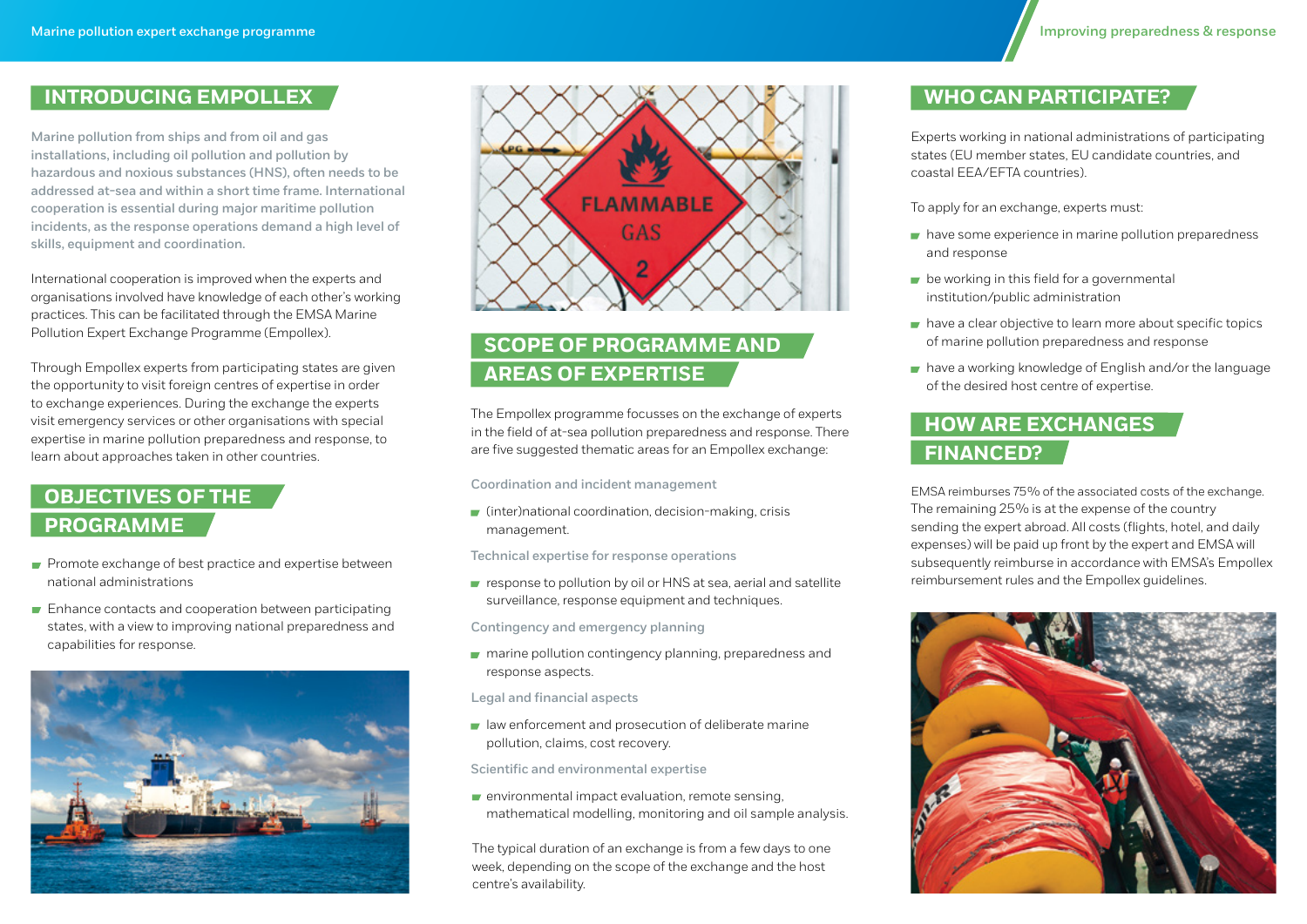## INTRODUCING EMPOLLEX

**Marine pollution from ships and from oil and gas installations, including oil pollution and pollution by hazardous and noxious substances (HNS), often needs to be addressed at-sea and within a short time frame. International cooperation is essential during major maritime pollution incidents, as the response operations demand a high level of skills, equipment and coordination.**

International cooperation is improved when the experts and organisations involved have knowledge of each other's working practices. This can be facilitated through the EMSA Marine Pollution Expert Exchange Programme (Empollex).

Through Empollex experts from participating states are given the opportunity to visit foreign centres of expertise in order to exchange experiences. During the exchange the experts visit emergency services or other organisations with special expertise in marine pollution preparedness and response, to learn about approaches taken in other countries.

## OBJECTIVES OF THE PROGRAMME

- Promote exchange of best practice and expertise between national administrations
- Enhance contacts and cooperation between participating states, with a view to improving national preparedness and capabilities for response.

## SCOPE OF PROGRAMME AND AREAS OF EXPERTISE

The Empollex programme focusses on the exchange of experts in the field of at-sea pollution preparedness and response. There are five suggested thematic areas for an Empollex exchange:

**Coordination and incident management**

- (inter)national coordination, decision-making, crisis management.

**Technical expertise for response operations**

- response to pollution by oil or HNS at sea, aerial and satellite surveillance, response equipment and techniques.

**Contingency and emergency planning**

- marine pollution contingency planning, preparedness and response aspects.

**Legal and financial aspects**

- law enforcement and prosecution of deliberate marine pollution, claims, cost recovery.

**Scientific and environmental expertise**

- environmental impact evaluation, remote sensing, mathematical modelling, monitoring and oil sample analysis.

The typical duration of an exchange is from a few days to one week, depending on the scope of the exchange and the host centre's availability.

## WHO CAN PARTICIPATE?

Experts working in national administrations of participating states (EU member states, EU candidate countries, and coastal EEA/EFTA countries).

To apply for an exchange, experts must:

- have some experience in marine pollution preparedness and response
- be working in this field for a governmental institution/public administration
- have a clear objective to learn more about specific topics of marine pollution preparedness and response
- have a working knowledge of English and/or the language of the desired host centre of expertise.

## HOW ARE EXCHANGES FINANCED?

EMSA reimburses 75% of the associated costs of the exchange. The remaining 25% is at the expense of the country sending the expert abroad. All costs (flights, hotel, and daily expenses) will be paid up front by the expert and EMSA will subsequently reimburse in accordance with EMSA's Empollex reimbursement rules and the Empollex guidelines.